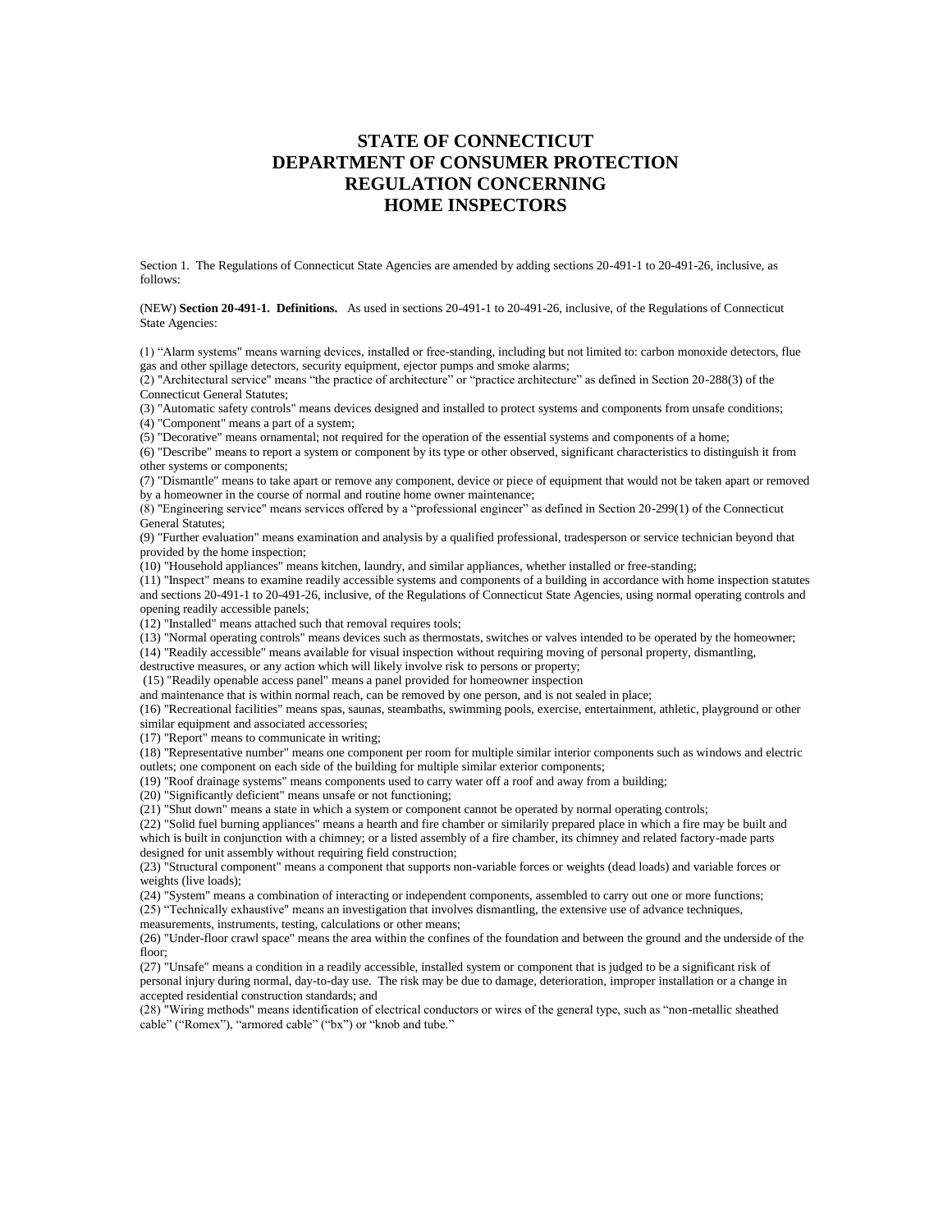# STATE OF CONNECTICUT
# DEPARTMENT OF CONSUMER PROTECTION
# REGULATION CONCERNING
# HOME INSPECTORS

Section 1. The Regulations of Connecticut State Agencies are amended by adding sections 20-491-1 to 20-491-26, inclusive, as follows:

(NEW) **Section 20-491-1. Definitions.** As used in sections 20-491-1 to 20-491-26, inclusive, of the Regulations of Connecticut State Agencies:

(1) "Alarm systems" means warning devices, installed or free-standing, including but not limited to: carbon monoxide detectors, flue gas and other spillage detectors, security equipment, ejector pumps and smoke alarms;
(2) "Architectural service" means "the practice of architecture" or "practice architecture" as defined in Section 20-288(3) of the Connecticut General Statutes;
(3) "Automatic safety controls" means devices designed and installed to protect systems and components from unsafe conditions;
(4) "Component" means a part of a system;
(5) "Decorative" means ornamental; not required for the operation of the essential systems and components of a home;
(6) "Describe" means to report a system or component by its type or other observed, significant characteristics to distinguish it from other systems or components;
(7) "Dismantle" means to take apart or remove any component, device or piece of equipment that would not be taken apart or removed by a homeowner in the course of normal and routine home owner maintenance;
(8) "Engineering service" means services offered by a "professional engineer" as defined in Section 20-299(1) of the Connecticut General Statutes;
(9) "Further evaluation" means examination and analysis by a qualified professional, tradesperson or service technician beyond that provided by the home inspection;
(10) "Household appliances" means kitchen, laundry, and similar appliances, whether installed or free-standing;
(11) "Inspect" means to examine readily accessible systems and components of a building in accordance with home inspection statutes and sections 20-491-1 to 20-491-26, inclusive, of the Regulations of Connecticut State Agencies, using normal operating controls and opening readily accessible panels;
(12) "Installed" means attached such that removal requires tools;
(13) "Normal operating controls" means devices such as thermostats, switches or valves intended to be operated by the homeowner;
(14) "Readily accessible" means available for visual inspection without requiring moving of personal property, dismantling, destructive measures, or any action which will likely involve risk to persons or property;
(15) "Readily openable access panel" means a panel provided for homeowner inspection and maintenance that is within normal reach, can be removed by one person, and is not sealed in place;
(16) "Recreational facilities" means spas, saunas, steambaths, swimming pools, exercise, entertainment, athletic, playground or other similar equipment and associated accessories;
(17) "Report" means to communicate in writing;
(18) "Representative number" means one component per room for multiple similar interior components such as windows and electric outlets; one component on each side of the building for multiple similar exterior components;
(19) "Roof drainage systems" means components used to carry water off a roof and away from a building;
(20) "Significantly deficient" means unsafe or not functioning;
(21) "Shut down" means a state in which a system or component cannot be operated by normal operating controls;
(22) "Solid fuel burning appliances" means a hearth and fire chamber or similarily prepared place in which a fire may be built and which is built in conjunction with a chimney; or a listed assembly of a fire chamber, its chimney and related factory-made parts designed for unit assembly without requiring field construction;
(23) "Structural component" means a component that supports non-variable forces or weights (dead loads) and variable forces or weights (live loads);
(24) "System" means a combination of interacting or independent components, assembled to carry out one or more functions;
(25) "Technically exhaustive" means an investigation that involves dismantling, the extensive use of advance techniques, measurements, instruments, testing, calculations or other means;
(26) "Under-floor crawl space" means the area within the confines of the foundation and between the ground and the underside of the floor;
(27) "Unsafe" means a condition in a readily accessible, installed system or component that is judged to be a significant risk of personal injury during normal, day-to-day use. The risk may be due to damage, deterioration, improper installation or a change in accepted residential construction standards; and
(28) "Wiring methods" means identification of electrical conductors or wires of the general type, such as "non-metallic sheathed cable" ("Romex"), "armored cable" ("bx") or "knob and tube."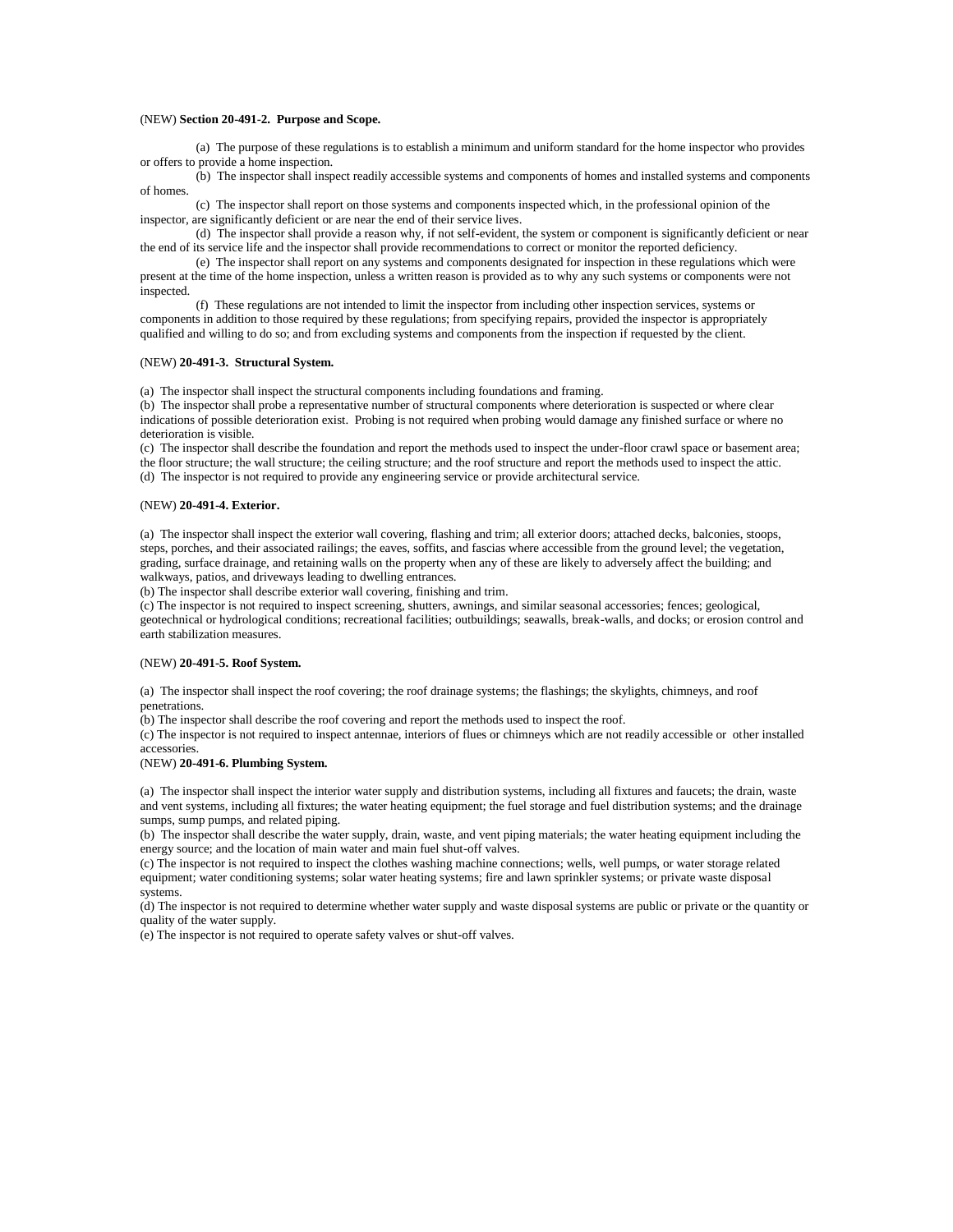(NEW) **Section 20-491-2. Purpose and Scope.**

(a) The purpose of these regulations is to establish a minimum and uniform standard for the home inspector who provides or offers to provide a home inspection.

(b) The inspector shall inspect readily accessible systems and components of homes and installed systems and components of homes.

(c) The inspector shall report on those systems and components inspected which, in the professional opinion of the inspector, are significantly deficient or are near the end of their service lives.

(d) The inspector shall provide a reason why, if not self-evident, the system or component is significantly deficient or near the end of its service life and the inspector shall provide recommendations to correct or monitor the reported deficiency.

(e) The inspector shall report on any systems and components designated for inspection in these regulations which were present at the time of the home inspection, unless a written reason is provided as to why any such systems or components were not inspected.

(f) These regulations are not intended to limit the inspector from including other inspection services, systems or components in addition to those required by these regulations; from specifying repairs, provided the inspector is appropriately qualified and willing to do so; and from excluding systems and components from the inspection if requested by the client.

(NEW) **20-491-3. Structural System.**

(a) The inspector shall inspect the structural components including foundations and framing.
(b) The inspector shall probe a representative number of structural components where deterioration is suspected or where clear indications of possible deterioration exist. Probing is not required when probing would damage any finished surface or where no deterioration is visible.
(c) The inspector shall describe the foundation and report the methods used to inspect the under-floor crawl space or basement area; the floor structure; the wall structure; the ceiling structure; and the roof structure and report the methods used to inspect the attic.
(d) The inspector is not required to provide any engineering service or provide architectural service.

(NEW) **20-491-4. Exterior.**

(a) The inspector shall inspect the exterior wall covering, flashing and trim; all exterior doors; attached decks, balconies, stoops, steps, porches, and their associated railings; the eaves, soffits, and fascias where accessible from the ground level; the vegetation, grading, surface drainage, and retaining walls on the property when any of these are likely to adversely affect the building; and walkways, patios, and driveways leading to dwelling entrances.
(b) The inspector shall describe exterior wall covering, finishing and trim.
(c) The inspector is not required to inspect screening, shutters, awnings, and similar seasonal accessories; fences; geological, geotechnical or hydrological conditions; recreational facilities; outbuildings; seawalls, break-walls, and docks; or erosion control and earth stabilization measures.

(NEW) **20-491-5. Roof System.**

(a) The inspector shall inspect the roof covering; the roof drainage systems; the flashings; the skylights, chimneys, and roof penetrations.
(b) The inspector shall describe the roof covering and report the methods used to inspect the roof.
(c) The inspector is not required to inspect antennae, interiors of flues or chimneys which are not readily accessible or other installed accessories.

(NEW) **20-491-6. Plumbing System.**

(a) The inspector shall inspect the interior water supply and distribution systems, including all fixtures and faucets; the drain, waste and vent systems, including all fixtures; the water heating equipment; the fuel storage and fuel distribution systems; and the drainage sumps, sump pumps, and related piping.
(b) The inspector shall describe the water supply, drain, waste, and vent piping materials; the water heating equipment including the energy source; and the location of main water and main fuel shut-off valves.
(c) The inspector is not required to inspect the clothes washing machine connections; wells, well pumps, or water storage related equipment; water conditioning systems; solar water heating systems; fire and lawn sprinkler systems; or private waste disposal systems.
(d) The inspector is not required to determine whether water supply and waste disposal systems are public or private or the quantity or quality of the water supply.
(e) The inspector is not required to operate safety valves or shut-off valves.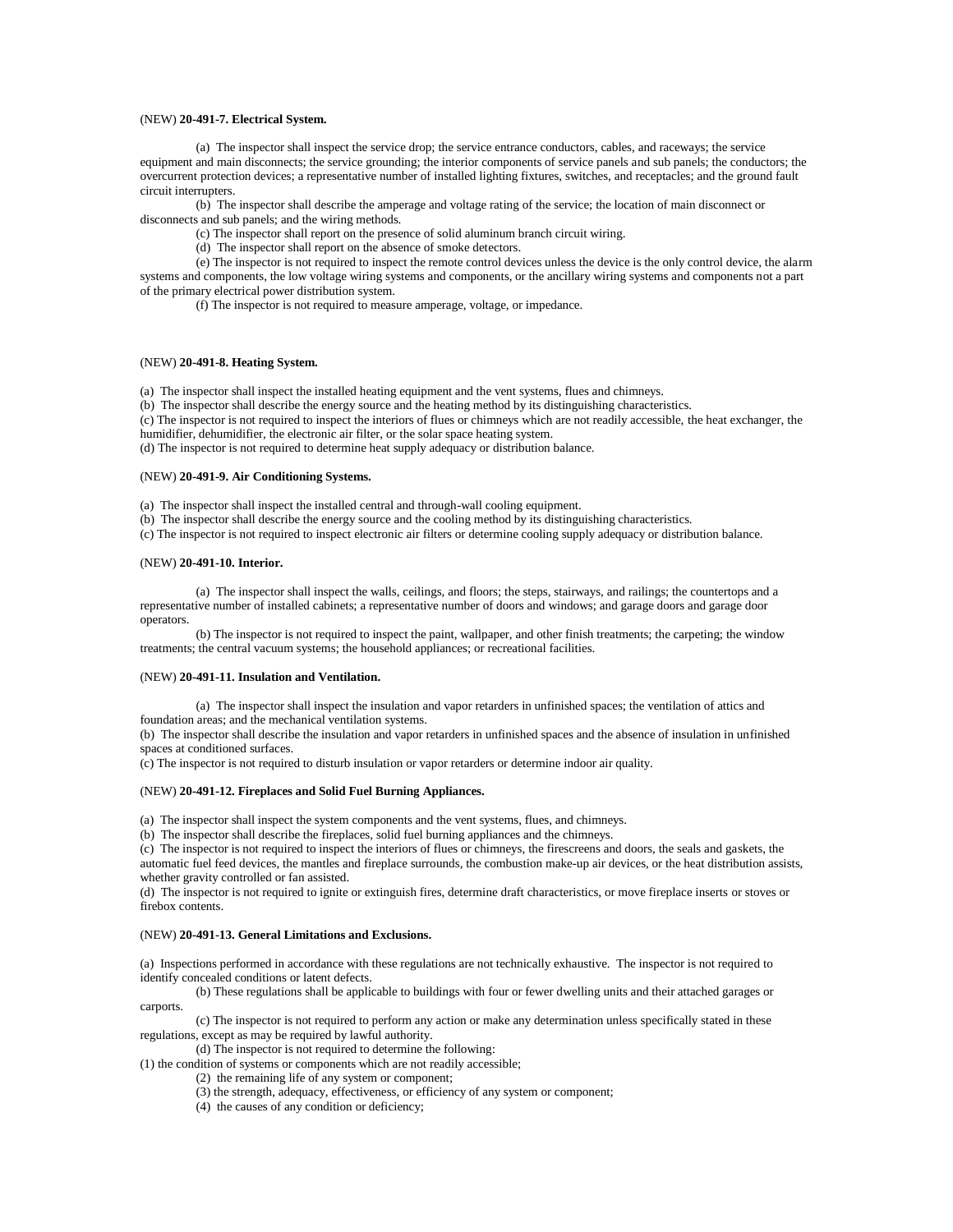(NEW) **20-491-7. Electrical System.**

(a) The inspector shall inspect the service drop; the service entrance conductors, cables, and raceways; the service equipment and main disconnects; the service grounding; the interior components of service panels and sub panels; the conductors; the overcurrent protection devices; a representative number of installed lighting fixtures, switches, and receptacles; and the ground fault circuit interrupters.

(b) The inspector shall describe the amperage and voltage rating of the service; the location of main disconnect or disconnects and sub panels; and the wiring methods.

(c) The inspector shall report on the presence of solid aluminum branch circuit wiring.

(d) The inspector shall report on the absence of smoke detectors.

(e) The inspector is not required to inspect the remote control devices unless the device is the only control device, the alarm systems and components, the low voltage wiring systems and components, or the ancillary wiring systems and components not a part of the primary electrical power distribution system.

(f) The inspector is not required to measure amperage, voltage, or impedance.

(NEW) **20-491-8. Heating System.**

(a) The inspector shall inspect the installed heating equipment and the vent systems, flues and chimneys.

(b) The inspector shall describe the energy source and the heating method by its distinguishing characteristics.

(c) The inspector is not required to inspect the interiors of flues or chimneys which are not readily accessible, the heat exchanger, the humidifier, dehumidifier, the electronic air filter, or the solar space heating system.

(d) The inspector is not required to determine heat supply adequacy or distribution balance.

(NEW) **20-491-9. Air Conditioning Systems.**

(a) The inspector shall inspect the installed central and through-wall cooling equipment.

(b) The inspector shall describe the energy source and the cooling method by its distinguishing characteristics.

(c) The inspector is not required to inspect electronic air filters or determine cooling supply adequacy or distribution balance.

(NEW) **20-491-10. Interior.**

(a) The inspector shall inspect the walls, ceilings, and floors; the steps, stairways, and railings; the countertops and a representative number of installed cabinets; a representative number of doors and windows; and garage doors and garage door operators.

(b) The inspector is not required to inspect the paint, wallpaper, and other finish treatments; the carpeting; the window treatments; the central vacuum systems; the household appliances; or recreational facilities.

(NEW) **20-491-11. Insulation and Ventilation.**

(a) The inspector shall inspect the insulation and vapor retarders in unfinished spaces; the ventilation of attics and foundation areas; and the mechanical ventilation systems.

(b) The inspector shall describe the insulation and vapor retarders in unfinished spaces and the absence of insulation in unfinished spaces at conditioned surfaces.

(c) The inspector is not required to disturb insulation or vapor retarders or determine indoor air quality.

(NEW) **20-491-12. Fireplaces and Solid Fuel Burning Appliances.**

(a) The inspector shall inspect the system components and the vent systems, flues, and chimneys.

(b) The inspector shall describe the fireplaces, solid fuel burning appliances and the chimneys.

(c) The inspector is not required to inspect the interiors of flues or chimneys, the firescreens and doors, the seals and gaskets, the automatic fuel feed devices, the mantles and fireplace surrounds, the combustion make-up air devices, or the heat distribution assists, whether gravity controlled or fan assisted.

(d) The inspector is not required to ignite or extinguish fires, determine draft characteristics, or move fireplace inserts or stoves or firebox contents.

(NEW) **20-491-13. General Limitations and Exclusions.**

(a) Inspections performed in accordance with these regulations are not technically exhaustive. The inspector is not required to identify concealed conditions or latent defects.

(b) These regulations shall be applicable to buildings with four or fewer dwelling units and their attached garages or carports.

(c) The inspector is not required to perform any action or make any determination unless specifically stated in these regulations, except as may be required by lawful authority.

(d) The inspector is not required to determine the following:

(1) the condition of systems or components which are not readily accessible;

(2) the remaining life of any system or component;

(3) the strength, adequacy, effectiveness, or efficiency of any system or component;

(4) the causes of any condition or deficiency;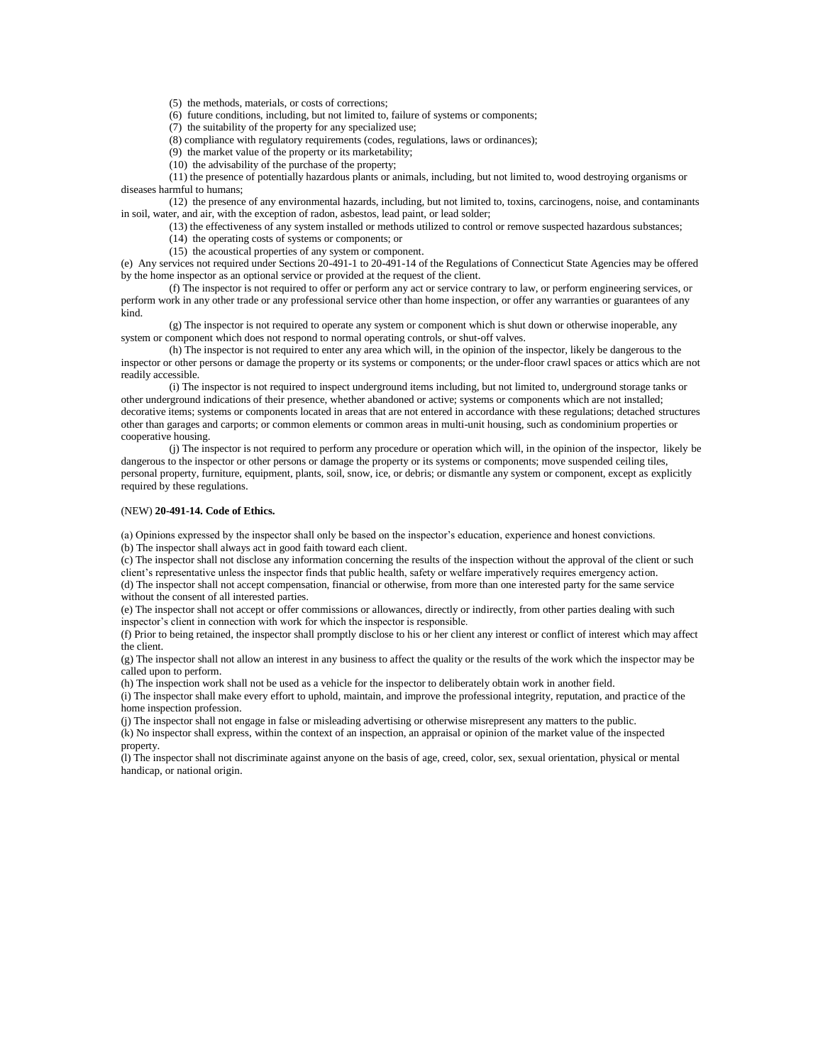(5) the methods, materials, or costs of corrections;

(6) future conditions, including, but not limited to, failure of systems or components;

(7) the suitability of the property for any specialized use;

(8) compliance with regulatory requirements (codes, regulations, laws or ordinances);

(9) the market value of the property or its marketability;

(10) the advisability of the purchase of the property;

(11) the presence of potentially hazardous plants or animals, including, but not limited to, wood destroying organisms or diseases harmful to humans;

(12) the presence of any environmental hazards, including, but not limited to, toxins, carcinogens, noise, and contaminants in soil, water, and air, with the exception of radon, asbestos, lead paint, or lead solder;

(13) the effectiveness of any system installed or methods utilized to control or remove suspected hazardous substances;

(14) the operating costs of systems or components; or

(15) the acoustical properties of any system or component.

(e) Any services not required under Sections 20-491-1 to 20-491-14 of the Regulations of Connecticut State Agencies may be offered by the home inspector as an optional service or provided at the request of the client.

(f) The inspector is not required to offer or perform any act or service contrary to law, or perform engineering services, or perform work in any other trade or any professional service other than home inspection, or offer any warranties or guarantees of any kind.

(g) The inspector is not required to operate any system or component which is shut down or otherwise inoperable, any system or component which does not respond to normal operating controls, or shut-off valves.

(h) The inspector is not required to enter any area which will, in the opinion of the inspector, likely be dangerous to the inspector or other persons or damage the property or its systems or components; or the under-floor crawl spaces or attics which are not readily accessible.

(i) The inspector is not required to inspect underground items including, but not limited to, underground storage tanks or other underground indications of their presence, whether abandoned or active; systems or components which are not installed; decorative items; systems or components located in areas that are not entered in accordance with these regulations; detached structures other than garages and carports; or common elements or common areas in multi-unit housing, such as condominium properties or cooperative housing.

(j) The inspector is not required to perform any procedure or operation which will, in the opinion of the inspector, likely be dangerous to the inspector or other persons or damage the property or its systems or components; move suspended ceiling tiles, personal property, furniture, equipment, plants, soil, snow, ice, or debris; or dismantle any system or component, except as explicitly required by these regulations.

(NEW) **20-491-14. Code of Ethics.**

(a) Opinions expressed by the inspector shall only be based on the inspector's education, experience and honest convictions.
(b) The inspector shall always act in good faith toward each client.
(c) The inspector shall not disclose any information concerning the results of the inspection without the approval of the client or such client's representative unless the inspector finds that public health, safety or welfare imperatively requires emergency action.
(d) The inspector shall not accept compensation, financial or otherwise, from more than one interested party for the same service without the consent of all interested parties.
(e) The inspector shall not accept or offer commissions or allowances, directly or indirectly, from other parties dealing with such inspector's client in connection with work for which the inspector is responsible.
(f) Prior to being retained, the inspector shall promptly disclose to his or her client any interest or conflict of interest which may affect the client.
(g) The inspector shall not allow an interest in any business to affect the quality or the results of the work which the inspector may be called upon to perform.
(h) The inspection work shall not be used as a vehicle for the inspector to deliberately obtain work in another field.
(i) The inspector shall make every effort to uphold, maintain, and improve the professional integrity, reputation, and practice of the home inspection profession.
(j) The inspector shall not engage in false or misleading advertising or otherwise misrepresent any matters to the public.
(k) No inspector shall express, within the context of an inspection, an appraisal or opinion of the market value of the inspected property.
(l) The inspector shall not discriminate against anyone on the basis of age, creed, color, sex, sexual orientation, physical or mental handicap, or national origin.